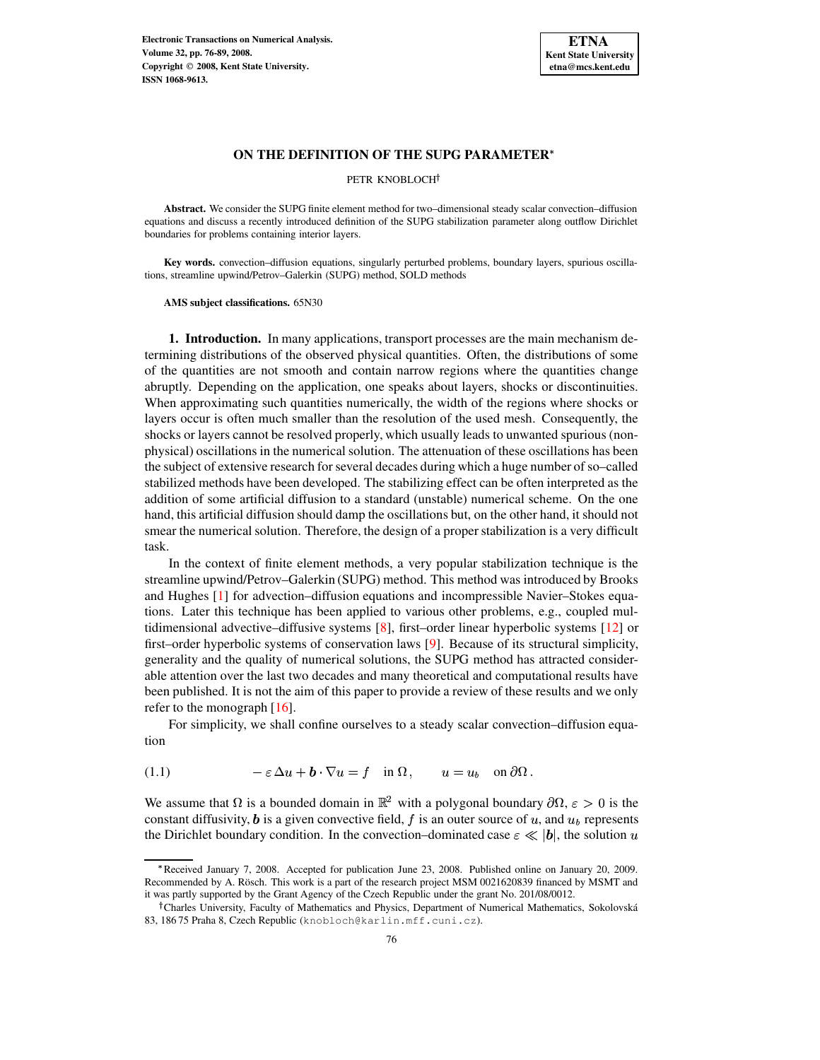# ON THE DEFINITION OF THE SUPG PARAMETER*

PETR KNOBLOCH†

**Abstract.** We consider the SUPG finite element method for two–dimensional steady scalar convection–diffusion equations and discuss a recently introduced definition of the SUPG stabilization parameter along outflow Dirichlet boundaries for problems containing interior layers.

**Key words.** convection–diffusion equations, singularly perturbed problems, boundary layers, spurious oscillations, streamline upwind/Petrov–Galerkin (SUPG) method, SOLD methods

**AMS subject classifications.** 65N30

## 1. Introduction.

In many applications, transport processes are the main mechanism determining distributions of the observed physical quantities. Often, the distributions of some of the quantities are not smooth and contain narrow regions where the quantities change abruptly. Depending on the application, one speaks about layers, shocks or discontinuities. When approximating such quantities numerically, the width of the regions where shocks or layers occur is often much smaller than the resolution of the used mesh. Consequently, the shocks or layers cannot be resolved properly, which usually leads to unwanted spurious (non-physical) oscillations in the numerical solution. The attenuation of these oscillations has been the subject of extensive research for several decades during which a huge number of so–called stabilized methods have been developed. The stabilizing effect can be often interpreted as the addition of some artificial diffusion to a standard (unstable) numerical scheme. On the one hand, this artificial diffusion should damp the oscillations but, on the other hand, it should not smear the numerical solution. Therefore, the design of a proper stabilization is a very difficult task.

In the context of finite element methods, a very popular stabilization technique is the streamline upwind/Petrov–Galerkin (SUPG) method. This method was introduced by Brooks and Hughes [1] for advection–diffusion equations and incompressible Navier–Stokes equations. Later this technique has been applied to various other problems, e.g., coupled multidimensional advective–diffusive systems [8], first–order linear hyperbolic systems [12] or first–order hyperbolic systems of conservation laws [9]. Because of its structural simplicity, generality and the quality of numerical solutions, the SUPG method has attracted considerable attention over the last two decades and many theoretical and computational results have been published. It is not the aim of this paper to provide a review of these results and we only refer to the monograph [16].

For simplicity, we shall confine ourselves to a steady scalar convection–diffusion equation

$$-\,\varepsilon\,\Delta u + \boldsymbol{b}\cdot\nabla u = f \quad \text{in}\ \Omega\,, \qquad u = u_b \quad \text{on}\ \partial\Omega\,. \tag{1.1}$$

We assume that $\Omega$ is a bounded domain in $\mathbb{R}^2$ with a polygonal boundary $\partial\Omega$, $\varepsilon > 0$ is the constant diffusivity, $\boldsymbol{b}$ is a given convective field, $f$ is an outer source of $u$, and $u_b$ represents the Dirichlet boundary condition. In the convection–dominated case $\varepsilon \ll |\boldsymbol{b}|$, the solution $u$

---

*Received January 7, 2008. Accepted for publication June 23, 2008. Published online on January 20, 2009. Recommended by A. Rösch. This work is a part of the research project MSM 0021620839 financed by MSMT and it was partly supported by the Grant Agency of the Czech Republic under the grant No. 201/08/0012.

†Charles University, Faculty of Mathematics and Physics, Department of Numerical Mathematics, Sokolovská 83, 186 75 Praha 8, Czech Republic (knobloch@karlin.mff.cuni.cz).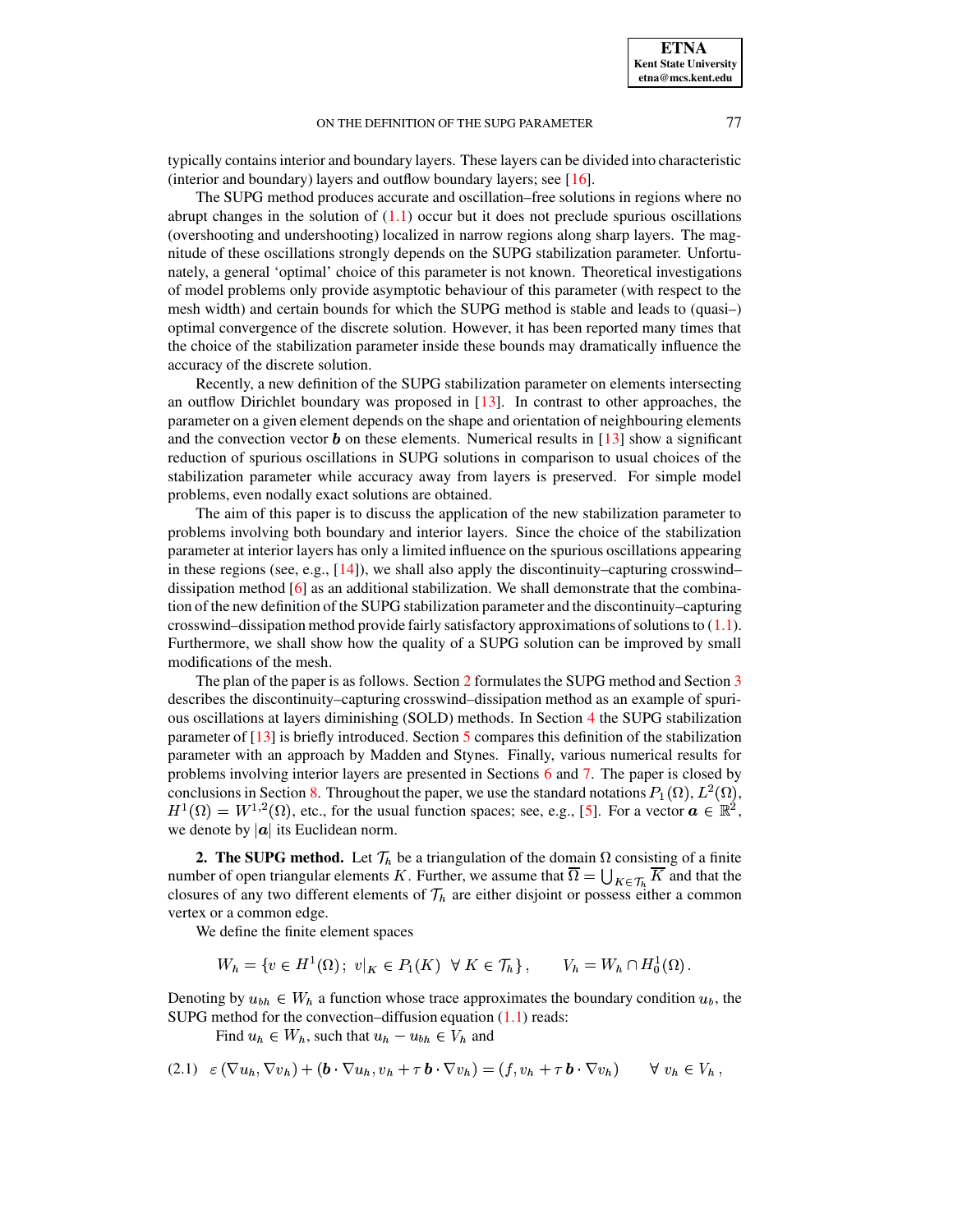typically contains interior and boundary layers. These layers can be divided into characteristic (interior and boundary) layers and outflow boundary layers; see [16].

The SUPG method produces accurate and oscillation–free solutions in regions where no abrupt changes in the solution of (1.1) occur but it does not preclude spurious oscillations (overshooting and undershooting) localized in narrow regions along sharp layers. The magnitude of these oscillations strongly depends on the SUPG stabilization parameter. Unfortunately, a general 'optimal' choice of this parameter is not known. Theoretical investigations of model problems only provide asymptotic behaviour of this parameter (with respect to the mesh width) and certain bounds for which the SUPG method is stable and leads to (quasi–) optimal convergence of the discrete solution. However, it has been reported many times that the choice of the stabilization parameter inside these bounds may dramatically influence the accuracy of the discrete solution.

Recently, a new definition of the SUPG stabilization parameter on elements intersecting an outflow Dirichlet boundary was proposed in [13]. In contrast to other approaches, the parameter on a given element depends on the shape and orientation of neighbouring elements and the convection vector $\boldsymbol{b}$ on these elements. Numerical results in [13] show a significant reduction of spurious oscillations in SUPG solutions in comparison to usual choices of the stabilization parameter while accuracy away from layers is preserved. For simple model problems, even nodally exact solutions are obtained.

The aim of this paper is to discuss the application of the new stabilization parameter to problems involving both boundary and interior layers. Since the choice of the stabilization parameter at interior layers has only a limited influence on the spurious oscillations appearing in these regions (see, e.g., [14]), we shall also apply the discontinuity–capturing crosswind–dissipation method [6] as an additional stabilization. We shall demonstrate that the combination of the new definition of the SUPG stabilization parameter and the discontinuity–capturing crosswind–dissipation method provide fairly satisfactory approximations of solutions to (1.1). Furthermore, we shall show how the quality of a SUPG solution can be improved by small modifications of the mesh.

The plan of the paper is as follows. Section 2 formulates the SUPG method and Section 3 describes the discontinuity–capturing crosswind–dissipation method as an example of spurious oscillations at layers diminishing (SOLD) methods. In Section 4 the SUPG stabilization parameter of [13] is briefly introduced. Section 5 compares this definition of the stabilization parameter with an approach by Madden and Stynes. Finally, various numerical results for problems involving interior layers are presented in Sections 6 and 7. The paper is closed by conclusions in Section 8. Throughout the paper, we use the standard notations $P_1(\Omega)$, $L^2(\Omega)$, $H^1(\Omega) = W^{1,2}(\Omega)$, etc., for the usual function spaces; see, e.g., [5]. For a vector $\boldsymbol{a} \in \mathbb{R}^2$, we denote by $|\boldsymbol{a}|$ its Euclidean norm.

**2. The SUPG method.** Let $\mathcal{T}_h$ be a triangulation of the domain $\Omega$ consisting of a finite number of open triangular elements $K$. Further, we assume that $\overline{\Omega} = \bigcup_{K \in \mathcal{T}_h} \overline{K}$ and that the closures of any two different elements of $\mathcal{T}_h$ are either disjoint or possess either a common vertex or a common edge.

We define the finite element spaces

$$W_h = \{ v \in H^1(\Omega);\ v|_K \in P_1(K) \ \ \forall\, K \in \mathcal{T}_h \}, \qquad V_h = W_h \cap H_0^1(\Omega)\,.$$

Denoting by $u_{bh} \in W_h$ a function whose trace approximates the boundary condition $u_b$, the SUPG method for the convection–diffusion equation (1.1) reads:

Find $u_h \in W_h$, such that $u_h - u_{bh} \in V_h$ and

$$\varepsilon\,(\nabla u_h, \nabla v_h) + (\boldsymbol{b} \cdot \nabla u_h, v_h + \tau\,\boldsymbol{b} \cdot \nabla v_h) = (f, v_h + \tau\,\boldsymbol{b} \cdot \nabla v_h) \qquad \forall\ v_h \in V_h\,, \tag{2.1}$$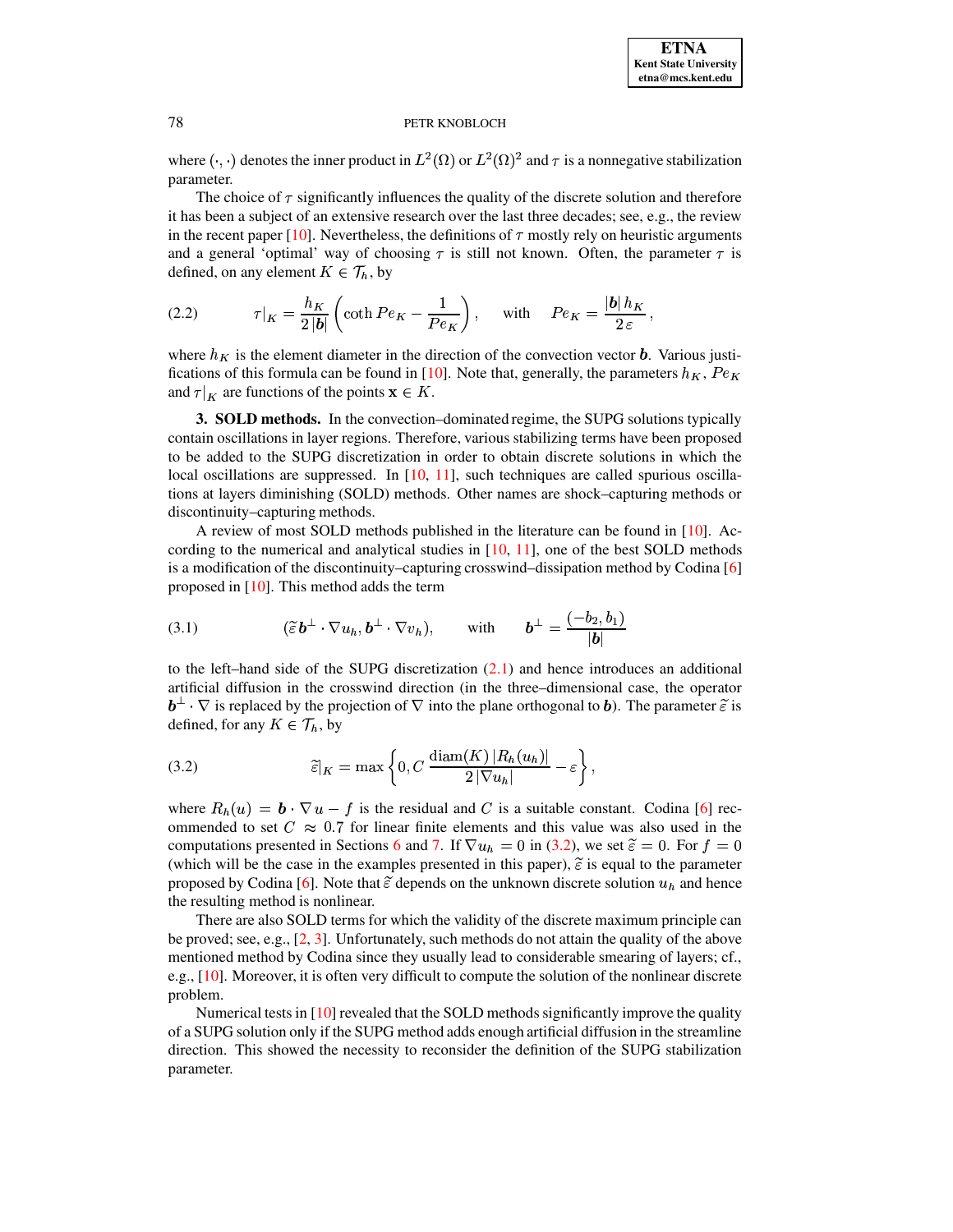where $(\cdot,\cdot)$ denotes the inner product in $L^2(\Omega)$ or $L^2(\Omega)^2$ and $\tau$ is a nonnegative stabilization parameter.

The choice of $\tau$ significantly influences the quality of the discrete solution and therefore it has been a subject of an extensive research over the last three decades; see, e.g., the review in the recent paper [10]. Nevertheless, the definitions of $\tau$ mostly rely on heuristic arguments and a general 'optimal' way of choosing $\tau$ is still not known. Often, the parameter $\tau$ is defined, on any element $K \in \mathcal{T}_h$, by

$$\tau|_K = \frac{h_K}{2\,|\boldsymbol{b}|}\left(\coth Pe_K - \frac{1}{Pe_K}\right), \qquad \text{with} \qquad Pe_K = \frac{|\boldsymbol{b}|\,h_K}{2\,\varepsilon}, \tag{2.2}$$

where $h_K$ is the element diameter in the direction of the convection vector $\boldsymbol{b}$. Various justifications of this formula can be found in [10]. Note that, generally, the parameters $h_K$, $Pe_K$ and $\tau|_K$ are functions of the points $\mathbf{x} \in K$.

**3. SOLD methods.** In the convection–dominated regime, the SUPG solutions typically contain oscillations in layer regions. Therefore, various stabilizing terms have been proposed to be added to the SUPG discretization in order to obtain discrete solutions in which the local oscillations are suppressed. In [10, 11], such techniques are called spurious oscillations at layers diminishing (SOLD) methods. Other names are shock–capturing methods or discontinuity–capturing methods.

A review of most SOLD methods published in the literature can be found in [10]. According to the numerical and analytical studies in [10, 11], one of the best SOLD methods is a modification of the discontinuity–capturing crosswind–dissipation method by Codina [6] proposed in [10]. This method adds the term

$$(\widetilde{\varepsilon}\,\boldsymbol{b}^\perp \cdot \nabla u_h, \boldsymbol{b}^\perp \cdot \nabla v_h), \qquad \text{with} \qquad \boldsymbol{b}^\perp = \frac{(-b_2, b_1)}{|\boldsymbol{b}|} \tag{3.1}$$

to the left–hand side of the SUPG discretization (2.1) and hence introduces an additional artificial diffusion in the crosswind direction (in the three–dimensional case, the operator $\boldsymbol{b}^\perp \cdot \nabla$ is replaced by the projection of $\nabla$ into the plane orthogonal to $\boldsymbol{b}$). The parameter $\widetilde{\varepsilon}$ is defined, for any $K \in \mathcal{T}_h$, by

$$\widetilde{\varepsilon}|_K = \max\left\{0, C\,\frac{\operatorname{diam}(K)\,|R_h(u_h)|}{2\,|\nabla u_h|} - \varepsilon\right\}, \tag{3.2}$$

where $R_h(u) = \boldsymbol{b} \cdot \nabla u - f$ is the residual and $C$ is a suitable constant. Codina [6] recommended to set $C \approx 0.7$ for linear finite elements and this value was also used in the computations presented in Sections 6 and 7. If $\nabla u_h = 0$ in (3.2), we set $\widetilde{\varepsilon} = 0$. For $f = 0$ (which will be the case in the examples presented in this paper), $\widetilde{\varepsilon}$ is equal to the parameter proposed by Codina [6]. Note that $\widetilde{\varepsilon}$ depends on the unknown discrete solution $u_h$ and hence the resulting method is nonlinear.

There are also SOLD terms for which the validity of the discrete maximum principle can be proved; see, e.g., [2, 3]. Unfortunately, such methods do not attain the quality of the above mentioned method by Codina since they usually lead to considerable smearing of layers; cf., e.g., [10]. Moreover, it is often very difficult to compute the solution of the nonlinear discrete problem.

Numerical tests in [10] revealed that the SOLD methods significantly improve the quality of a SUPG solution only if the SUPG method adds enough artificial diffusion in the streamline direction. This showed the necessity to reconsider the definition of the SUPG stabilization parameter.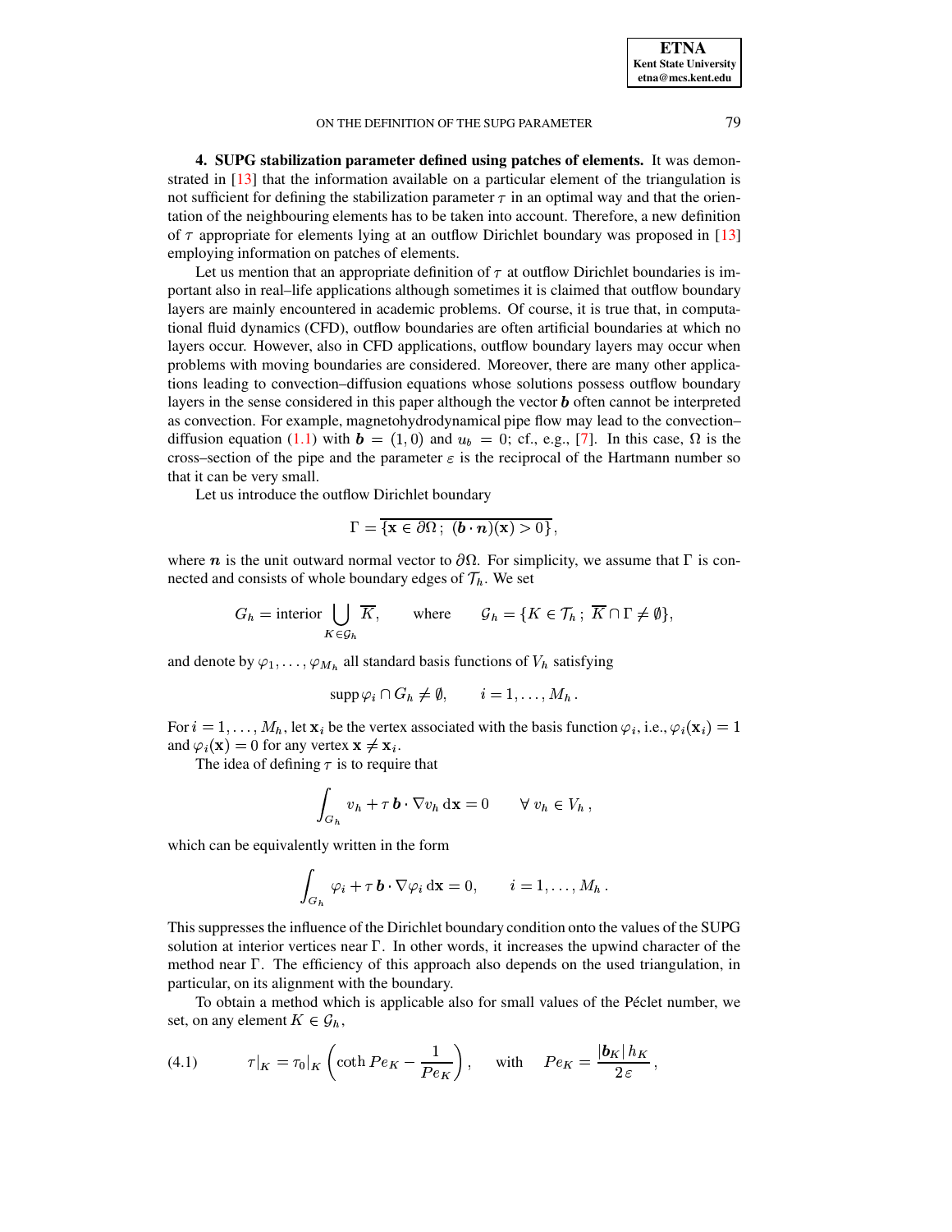**4. SUPG stabilization parameter defined using patches of elements.** It was demonstrated in [13] that the information available on a particular element of the triangulation is not sufficient for defining the stabilization parameter $\tau$ in an optimal way and that the orientation of the neighbouring elements has to be taken into account. Therefore, a new definition of $\tau$ appropriate for elements lying at an outflow Dirichlet boundary was proposed in [13] employing information on patches of elements.

Let us mention that an appropriate definition of $\tau$ at outflow Dirichlet boundaries is important also in real–life applications although sometimes it is claimed that outflow boundary layers are mainly encountered in academic problems. Of course, it is true that, in computational fluid dynamics (CFD), outflow boundaries are often artificial boundaries at which no layers occur. However, also in CFD applications, outflow boundary layers may occur when problems with moving boundaries are considered. Moreover, there are many other applications leading to convection–diffusion equations whose solutions possess outflow boundary layers in the sense considered in this paper although the vector $\boldsymbol{b}$ often cannot be interpreted as convection. For example, magnetohydrodynamical pipe flow may lead to the convection–diffusion equation (1.1) with $\boldsymbol{b} = (1, 0)$ and $u_b = 0$; cf., e.g., [7]. In this case, $\Omega$ is the cross–section of the pipe and the parameter $\varepsilon$ is the reciprocal of the Hartmann number so that it can be very small.

Let us introduce the outflow Dirichlet boundary

$$\Gamma = \overline{\{\mathbf{x} \in \partial\Omega\,;\ (\boldsymbol{b}\cdot\boldsymbol{n})(\mathbf{x}) > 0\}}\,,$$

where $\boldsymbol{n}$ is the unit outward normal vector to $\partial\Omega$. For simplicity, we assume that $\Gamma$ is connected and consists of whole boundary edges of $\mathcal{T}_h$. We set

$$G_h = \text{interior} \bigcup_{K\in\mathcal{G}_h} \overline{K}, \qquad \text{where} \qquad \mathcal{G}_h = \{K \in \mathcal{T}_h\,;\ \overline{K}\cap\Gamma \neq \emptyset\},$$

and denote by $\varphi_1, \dots, \varphi_{M_h}$ all standard basis functions of $V_h$ satisfying

$$\operatorname{supp}\varphi_i \cap G_h \neq \emptyset, \qquad i = 1, \dots, M_h\,.$$

For $i = 1, \dots, M_h$, let $\mathbf{x}_i$ be the vertex associated with the basis function $\varphi_i$, i.e., $\varphi_i(\mathbf{x}_i) = 1$ and $\varphi_i(\mathbf{x}) = 0$ for any vertex $\mathbf{x} \neq \mathbf{x}_i$.

The idea of defining $\tau$ is to require that

$$\int_{G_h} v_h + \tau\,\boldsymbol{b}\cdot\nabla v_h\,\mathrm{d}\mathbf{x} = 0 \qquad \forall\ v_h \in V_h\,,$$

which can be equivalently written in the form

$$\int_{G_h} \varphi_i + \tau\,\boldsymbol{b}\cdot\nabla\varphi_i\,\mathrm{d}\mathbf{x} = 0, \qquad i = 1, \dots, M_h\,.$$

This suppresses the influence of the Dirichlet boundary condition onto the values of the SUPG solution at interior vertices near $\Gamma$. In other words, it increases the upwind character of the method near $\Gamma$. The efficiency of this approach also depends on the used triangulation, in particular, on its alignment with the boundary.

To obtain a method which is applicable also for small values of the Péclet number, we set, on any element $K \in \mathcal{G}_h$,

$$\tau|_K = \tau_0|_K\left(\coth Pe_K - \frac{1}{Pe_K}\right), \qquad \text{with} \qquad Pe_K = \frac{|\boldsymbol{b}_K|\,h_K}{2\,\varepsilon}\,, \tag{4.1}$$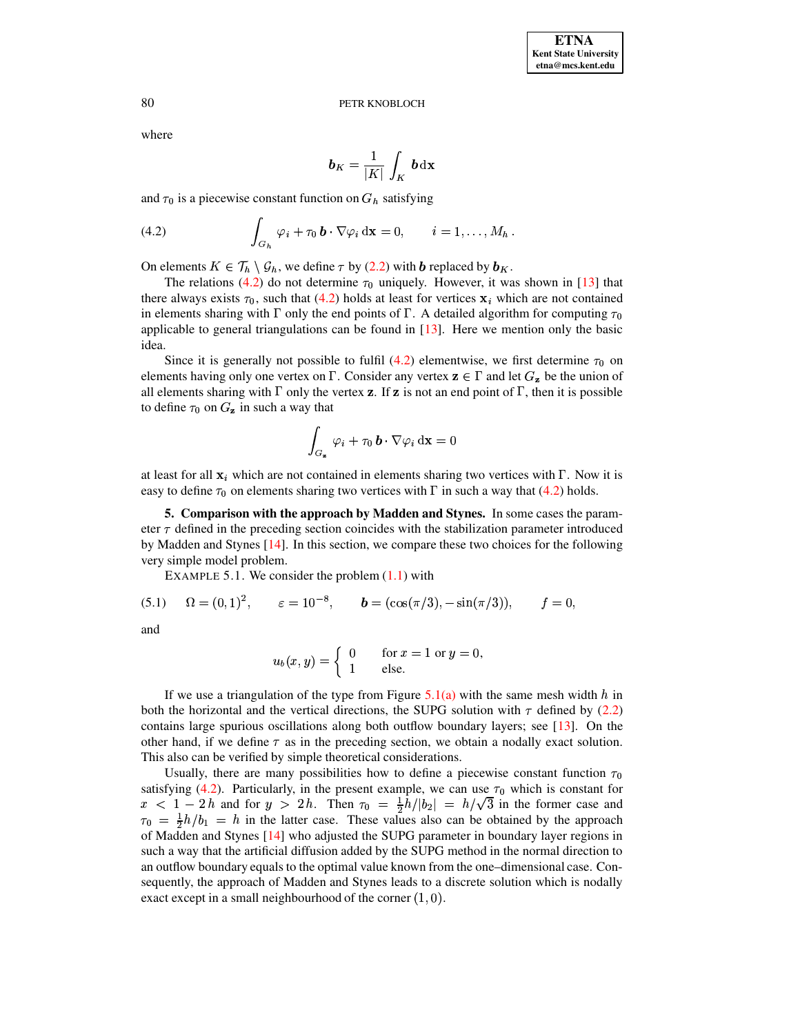where

$$\boldsymbol{b}_K = \frac{1}{|K|} \int_K \boldsymbol{b} \, \mathrm{d}\mathbf{x}$$

and $\tau_0$ is a piecewise constant function on $G_h$ satisfying

$$\int_{G_h} \varphi_i + \tau_0 \, \boldsymbol{b} \cdot \nabla \varphi_i \, \mathrm{d}\mathbf{x} = 0, \qquad i = 1, \ldots, M_h \,. \tag{4.2}$$

On elements $K \in \mathcal{T}_h \setminus \mathcal{G}_h$, we define $\tau$ by (2.2) with $\boldsymbol{b}$ replaced by $\boldsymbol{b}_K$.

The relations (4.2) do not determine $\tau_0$ uniquely. However, it was shown in [13] that there always exists $\tau_0$, such that (4.2) holds at least for vertices $\mathbf{x}_i$ which are not contained in elements sharing with $\Gamma$ only the end points of $\Gamma$. A detailed algorithm for computing $\tau_0$ applicable to general triangulations can be found in [13]. Here we mention only the basic idea.

Since it is generally not possible to fulfil (4.2) elementwise, we first determine $\tau_0$ on elements having only one vertex on $\Gamma$. Consider any vertex $\mathbf{z} \in \Gamma$ and let $G_{\mathbf{z}}$ be the union of all elements sharing with $\Gamma$ only the vertex $\mathbf{z}$. If $\mathbf{z}$ is not an end point of $\Gamma$, then it is possible to define $\tau_0$ on $G_{\mathbf{z}}$ in such a way that

$$\int_{G_{\mathbf{z}}} \varphi_i + \tau_0 \, \boldsymbol{b} \cdot \nabla \varphi_i \, \mathrm{d}\mathbf{x} = 0$$

at least for all $\mathbf{x}_i$ which are not contained in elements sharing two vertices with $\Gamma$. Now it is easy to define $\tau_0$ on elements sharing two vertices with $\Gamma$ in such a way that (4.2) holds.

**5. Comparison with the approach by Madden and Stynes.** In some cases the parameter $\tau$ defined in the preceding section coincides with the stabilization parameter introduced by Madden and Stynes [14]. In this section, we compare these two choices for the following very simple model problem.

EXAMPLE 5.1. We consider the problem (1.1) with

$$\Omega = (0,1)^2, \qquad \varepsilon = 10^{-8}, \qquad \boldsymbol{b} = (\cos(\pi/3), -\sin(\pi/3)), \qquad f = 0, \tag{5.1}$$

and

$$u_b(x,y) = \begin{cases} 0 & \text{for } x = 1 \text{ or } y = 0, \\ 1 & \text{else.} \end{cases}$$

If we use a triangulation of the type from Figure 5.1(a) with the same mesh width $h$ in both the horizontal and the vertical directions, the SUPG solution with $\tau$ defined by (2.2) contains large spurious oscillations along both outflow boundary layers; see [13]. On the other hand, if we define $\tau$ as in the preceding section, we obtain a nodally exact solution. This also can be verified by simple theoretical considerations.

Usually, there are many possibilities how to define a piecewise constant function $\tau_0$ satisfying (4.2). Particularly, in the present example, we can use $\tau_0$ which is constant for $x < 1 - 2h$ and for $y > 2h$. Then $\tau_0 = \frac{1}{2}h/|b_2| = h/\sqrt{3}$ in the former case and $\tau_0 = \frac{1}{2}h/b_1 = h$ in the latter case. These values also can be obtained by the approach of Madden and Stynes [14] who adjusted the SUPG parameter in boundary layer regions in such a way that the artificial diffusion added by the SUPG method in the normal direction to an outflow boundary equals to the optimal value known from the one–dimensional case. Consequently, the approach of Madden and Stynes leads to a discrete solution which is nodally exact except in a small neighbourhood of the corner $(1,0)$.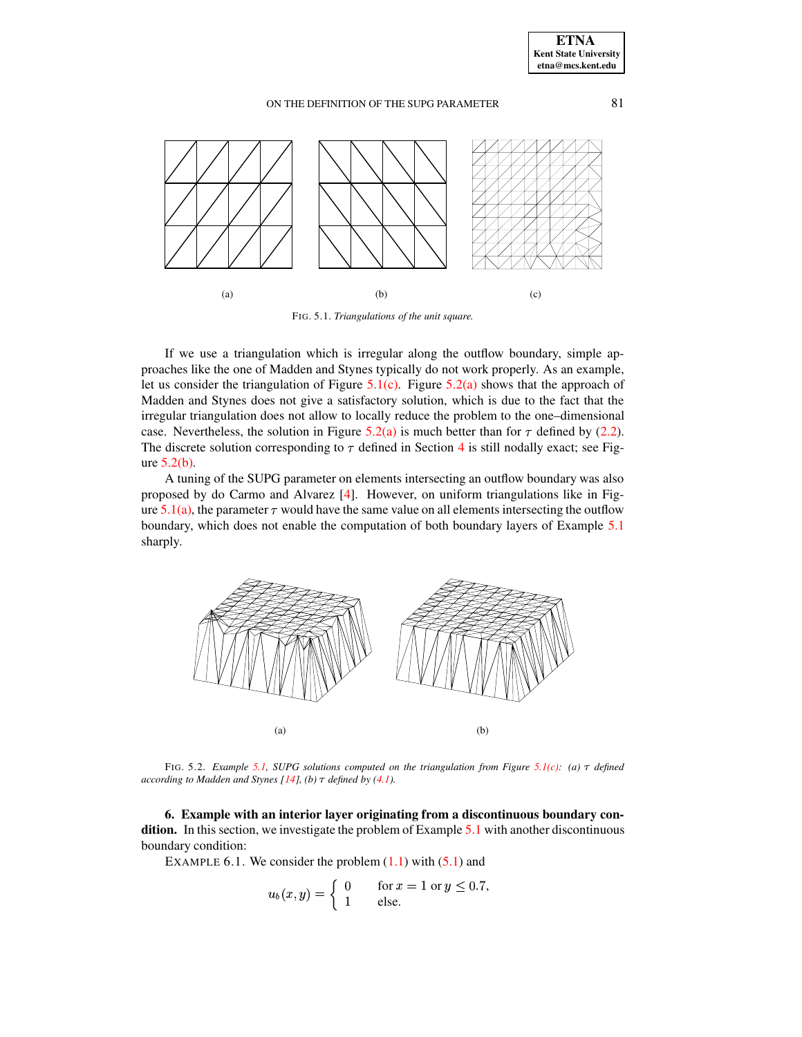(a) (b) (c)

FIG. 5.1. *Triangulations of the unit square.*

If we use a triangulation which is irregular along the outflow boundary, simple approaches like the one of Madden and Stynes typically do not work properly. As an example, let us consider the triangulation of Figure 5.1(c). Figure 5.2(a) shows that the approach of Madden and Stynes does not give a satisfactory solution, which is due to the fact that the irregular triangulation does not allow to locally reduce the problem to the one–dimensional case. Nevertheless, the solution in Figure 5.2(a) is much better than for $\tau$ defined by (2.2). The discrete solution corresponding to $\tau$ defined in Section 4 is still nodally exact; see Figure 5.2(b).

A tuning of the SUPG parameter on elements intersecting an outflow boundary was also proposed by do Carmo and Alvarez [4]. However, on uniform triangulations like in Figure 5.1(a), the parameter $\tau$ would have the same value on all elements intersecting the outflow boundary, which does not enable the computation of both boundary layers of Example 5.1 sharply.

(a) (b)

FIG. 5.2. *Example 5.1, SUPG solutions computed on the triangulation from Figure 5.1(c): (a) $\tau$ defined according to Madden and Stynes [14], (b) $\tau$ defined by (4.1).*

**6. Example with an interior layer originating from a discontinuous boundary condition.** In this section, we investigate the problem of Example 5.1 with another discontinuous boundary condition:

EXAMPLE 6.1. We consider the problem (1.1) with (5.1) and

$$u_b(x,y) = \begin{cases} 0 & \text{for } x = 1 \text{ or } y \leq 0.7, \\ 1 & \text{else.} \end{cases}$$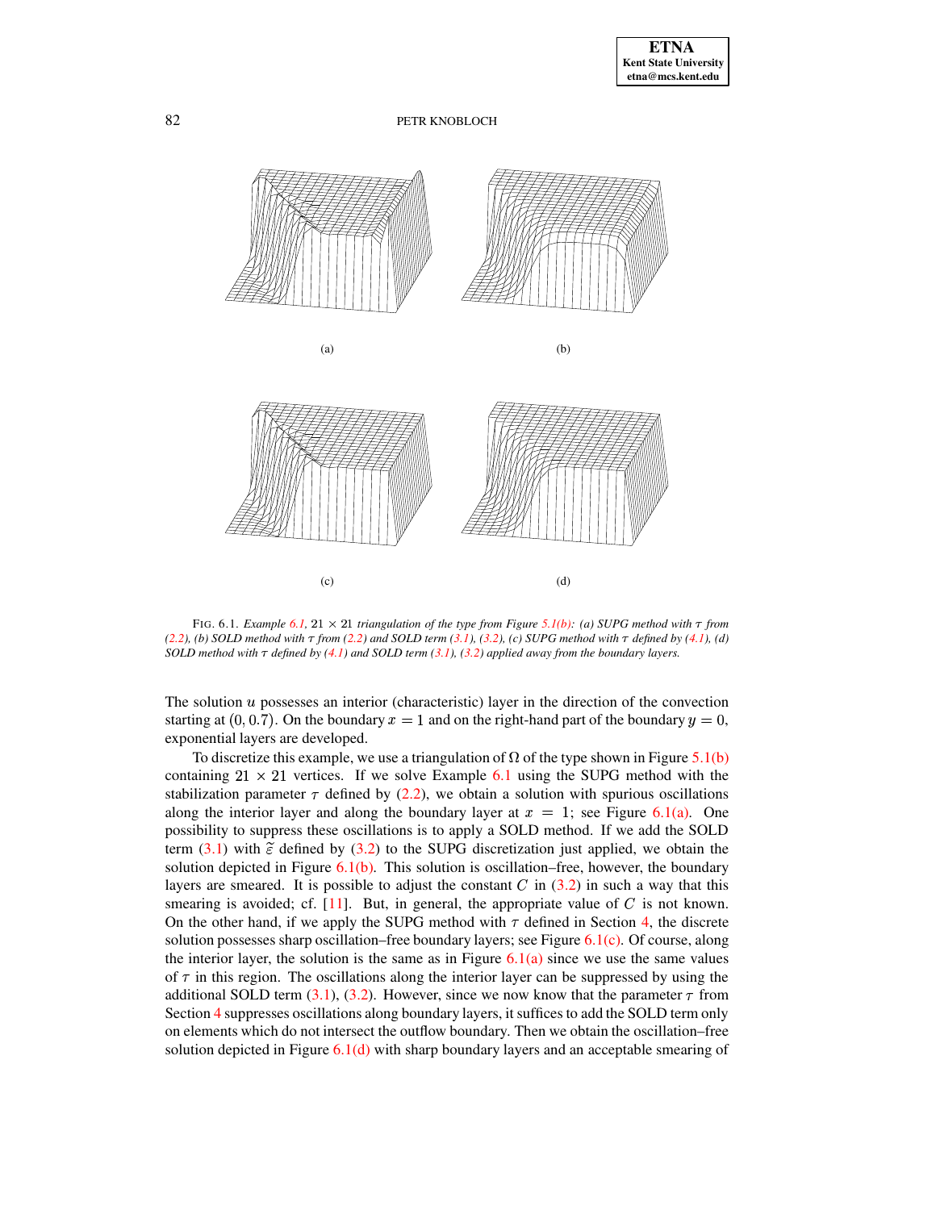(a)

(b)

(c)

(d)

FIG. 6.1. *Example 6.1, $21 \times 21$ triangulation of the type from Figure 5.1(b): (a) SUPG method with $\tau$ from (2.2), (b) SOLD method with $\tau$ from (2.2) and SOLD term (3.1), (3.2), (c) SUPG method with $\tau$ defined by (4.1), (d) SOLD method with $\tau$ defined by (4.1) and SOLD term (3.1), (3.2) applied away from the boundary layers.*

The solution $u$ possesses an interior (characteristic) layer in the direction of the convection starting at $(0, 0.7)$. On the boundary $x = 1$ and on the right-hand part of the boundary $y = 0$, exponential layers are developed.

To discretize this example, we use a triangulation of $\Omega$ of the type shown in Figure 5.1(b) containing $21 \times 21$ vertices. If we solve Example 6.1 using the SUPG method with the stabilization parameter $\tau$ defined by (2.2), we obtain a solution with spurious oscillations along the interior layer and along the boundary layer at $x = 1$; see Figure 6.1(a). One possibility to suppress these oscillations is to apply a SOLD method. If we add the SOLD term (3.1) with $\widetilde{\varepsilon}$ defined by (3.2) to the SUPG discretization just applied, we obtain the solution depicted in Figure 6.1(b). This solution is oscillation–free, however, the boundary layers are smeared. It is possible to adjust the constant $C$ in (3.2) in such a way that this smearing is avoided; cf. [11]. But, in general, the appropriate value of $C$ is not known. On the other hand, if we apply the SUPG method with $\tau$ defined in Section 4, the discrete solution possesses sharp oscillation–free boundary layers; see Figure 6.1(c). Of course, along the interior layer, the solution is the same as in Figure 6.1(a) since we use the same values of $\tau$ in this region. The oscillations along the interior layer can be suppressed by using the additional SOLD term (3.1), (3.2). However, since we now know that the parameter $\tau$ from Section 4 suppresses oscillations along boundary layers, it suffices to add the SOLD term only on elements which do not intersect the outflow boundary. Then we obtain the oscillation–free solution depicted in Figure 6.1(d) with sharp boundary layers and an acceptable smearing of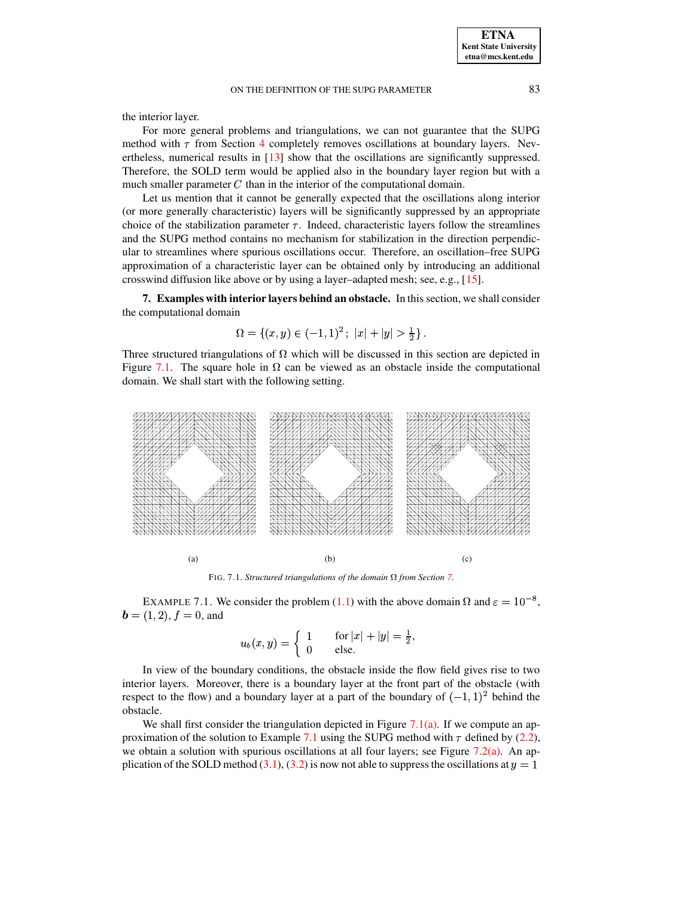the interior layer.

For more general problems and triangulations, we can not guarantee that the SUPG method with $\tau$ from Section 4 completely removes oscillations at boundary layers. Nevertheless, numerical results in [13] show that the oscillations are significantly suppressed. Therefore, the SOLD term would be applied also in the boundary layer region but with a much smaller parameter $C$ than in the interior of the computational domain.

Let us mention that it cannot be generally expected that the oscillations along interior (or more generally characteristic) layers will be significantly suppressed by an appropriate choice of the stabilization parameter $\tau$. Indeed, characteristic layers follow the streamlines and the SUPG method contains no mechanism for stabilization in the direction perpendicular to streamlines where spurious oscillations occur. Therefore, an oscillation–free SUPG approximation of a characteristic layer can be obtained only by introducing an additional crosswind diffusion like above or by using a layer–adapted mesh; see, e.g., [15].

## 7. Examples with interior layers behind an obstacle.

In this section, we shall consider the computational domain

$$\Omega = \{(x,y) \in (-1,1)^2\,;\ |x| + |y| > \tfrac{1}{2}\}\,.$$

Three structured triangulations of $\Omega$ which will be discussed in this section are depicted in Figure 7.1. The square hole in $\Omega$ can be viewed as an obstacle inside the computational domain. We shall start with the following setting.

(a) (b) (c)

FIG. 7.1. *Structured triangulations of the domain $\Omega$ from Section 7.*

EXAMPLE 7.1. We consider the problem (1.1) with the above domain $\Omega$ and $\varepsilon = 10^{-8}$, $\boldsymbol{b} = (1,2)$, $f = 0$, and

$$u_b(x,y) = \begin{cases} 1 & \text{for } |x| + |y| = \frac{1}{2}, \\ 0 & \text{else.} \end{cases}$$

In view of the boundary conditions, the obstacle inside the flow field gives rise to two interior layers. Moreover, there is a boundary layer at the front part of the obstacle (with respect to the flow) and a boundary layer at a part of the boundary of $(-1,1)^2$ behind the obstacle.

We shall first consider the triangulation depicted in Figure 7.1(a). If we compute an approximation of the solution to Example 7.1 using the SUPG method with $\tau$ defined by (2.2), we obtain a solution with spurious oscillations at all four layers; see Figure 7.2(a). An application of the SOLD method (3.1), (3.2) is now not able to suppress the oscillations at $y = 1$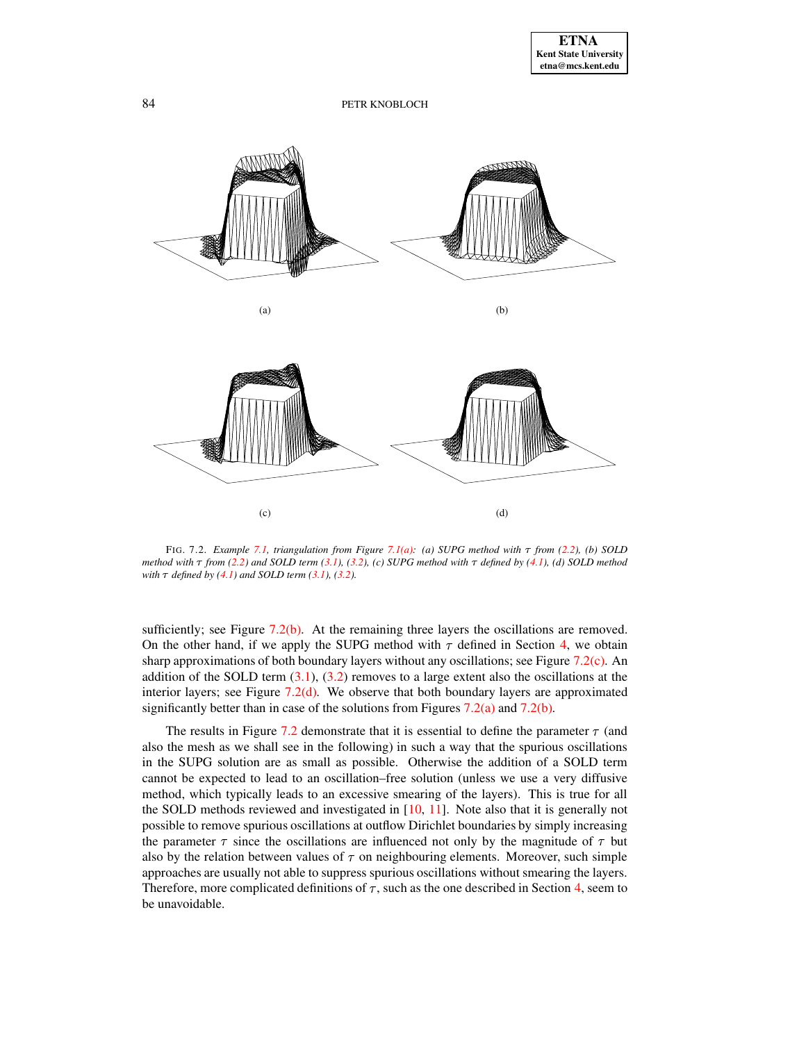(a)

(b)

(c)

(d)

FIG. 7.2. *Example 7.1, triangulation from Figure 7.1(a): (a) SUPG method with $\tau$ from (2.2), (b) SOLD method with $\tau$ from (2.2) and SOLD term (3.1), (3.2), (c) SUPG method with $\tau$ defined by (4.1), (d) SOLD method with $\tau$ defined by (4.1) and SOLD term (3.1), (3.2).*

sufficiently; see Figure 7.2(b). At the remaining three layers the oscillations are removed. On the other hand, if we apply the SUPG method with $\tau$ defined in Section 4, we obtain sharp approximations of both boundary layers without any oscillations; see Figure 7.2(c). An addition of the SOLD term (3.1), (3.2) removes to a large extent also the oscillations at the interior layers; see Figure 7.2(d). We observe that both boundary layers are approximated significantly better than in case of the solutions from Figures 7.2(a) and 7.2(b).

The results in Figure 7.2 demonstrate that it is essential to define the parameter $\tau$ (and also the mesh as we shall see in the following) in such a way that the spurious oscillations in the SUPG solution are as small as possible. Otherwise the addition of a SOLD term cannot be expected to lead to an oscillation–free solution (unless we use a very diffusive method, which typically leads to an excessive smearing of the layers). This is true for all the SOLD methods reviewed and investigated in [10, 11]. Note also that it is generally not possible to remove spurious oscillations at outflow Dirichlet boundaries by simply increasing the parameter $\tau$ since the oscillations are influenced not only by the magnitude of $\tau$ but also by the relation between values of $\tau$ on neighbouring elements. Moreover, such simple approaches are usually not able to suppress spurious oscillations without smearing the layers. Therefore, more complicated definitions of $\tau$, such as the one described in Section 4, seem to be unavoidable.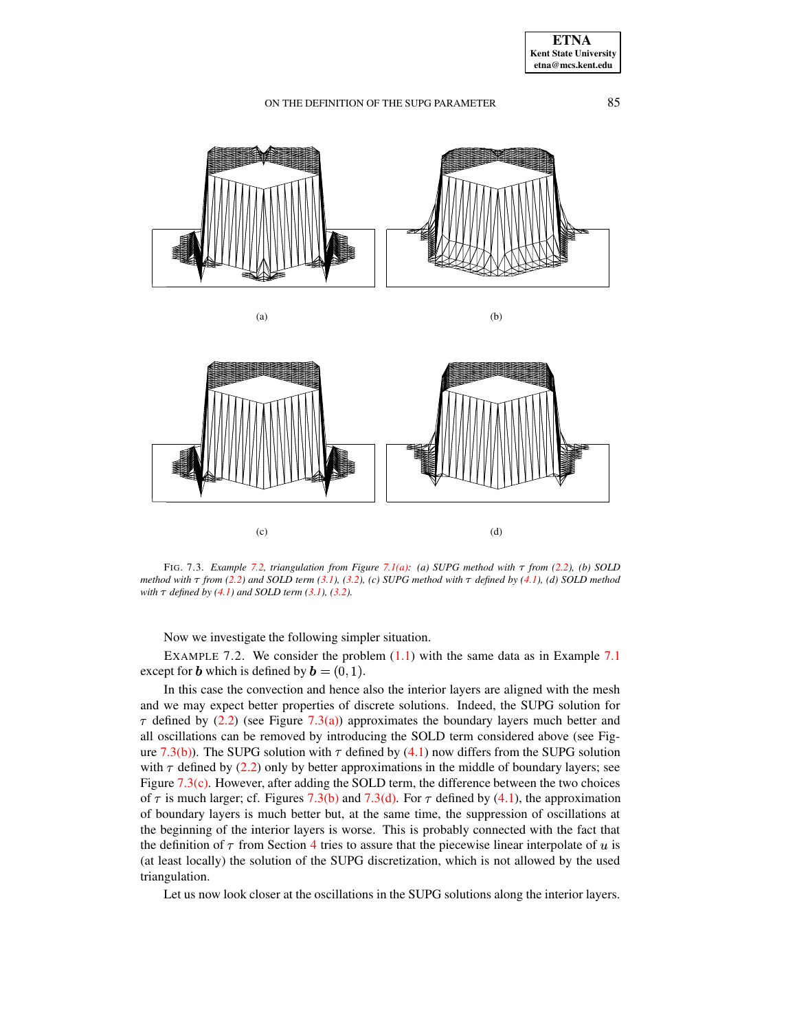(a)

(b)

(c)

(d)

FIG. 7.3. *Example 7.2, triangulation from Figure 7.1(a): (a) SUPG method with $\tau$ from (2.2), (b) SOLD method with $\tau$ from (2.2) and SOLD term (3.1), (3.2), (c) SUPG method with $\tau$ defined by (4.1), (d) SOLD method with $\tau$ defined by (4.1) and SOLD term (3.1), (3.2).*

Now we investigate the following simpler situation.

EXAMPLE 7.2. We consider the problem (1.1) with the same data as in Example 7.1 except for $\boldsymbol{b}$ which is defined by $\boldsymbol{b} = (0, 1)$.

In this case the convection and hence also the interior layers are aligned with the mesh and we may expect better properties of discrete solutions. Indeed, the SUPG solution for $\tau$ defined by (2.2) (see Figure 7.3(a)) approximates the boundary layers much better and all oscillations can be removed by introducing the SOLD term considered above (see Figure 7.3(b)). The SUPG solution with $\tau$ defined by (4.1) now differs from the SUPG solution with $\tau$ defined by (2.2) only by better approximations in the middle of boundary layers; see Figure 7.3(c). However, after adding the SOLD term, the difference between the two choices of $\tau$ is much larger; cf. Figures 7.3(b) and 7.3(d). For $\tau$ defined by (4.1), the approximation of boundary layers is much better but, at the same time, the suppression of oscillations at the beginning of the interior layers is worse. This is probably connected with the fact that the definition of $\tau$ from Section 4 tries to assure that the piecewise linear interpolate of $u$ is (at least locally) the solution of the SUPG discretization, which is not allowed by the used triangulation.

Let us now look closer at the oscillations in the SUPG solutions along the interior layers.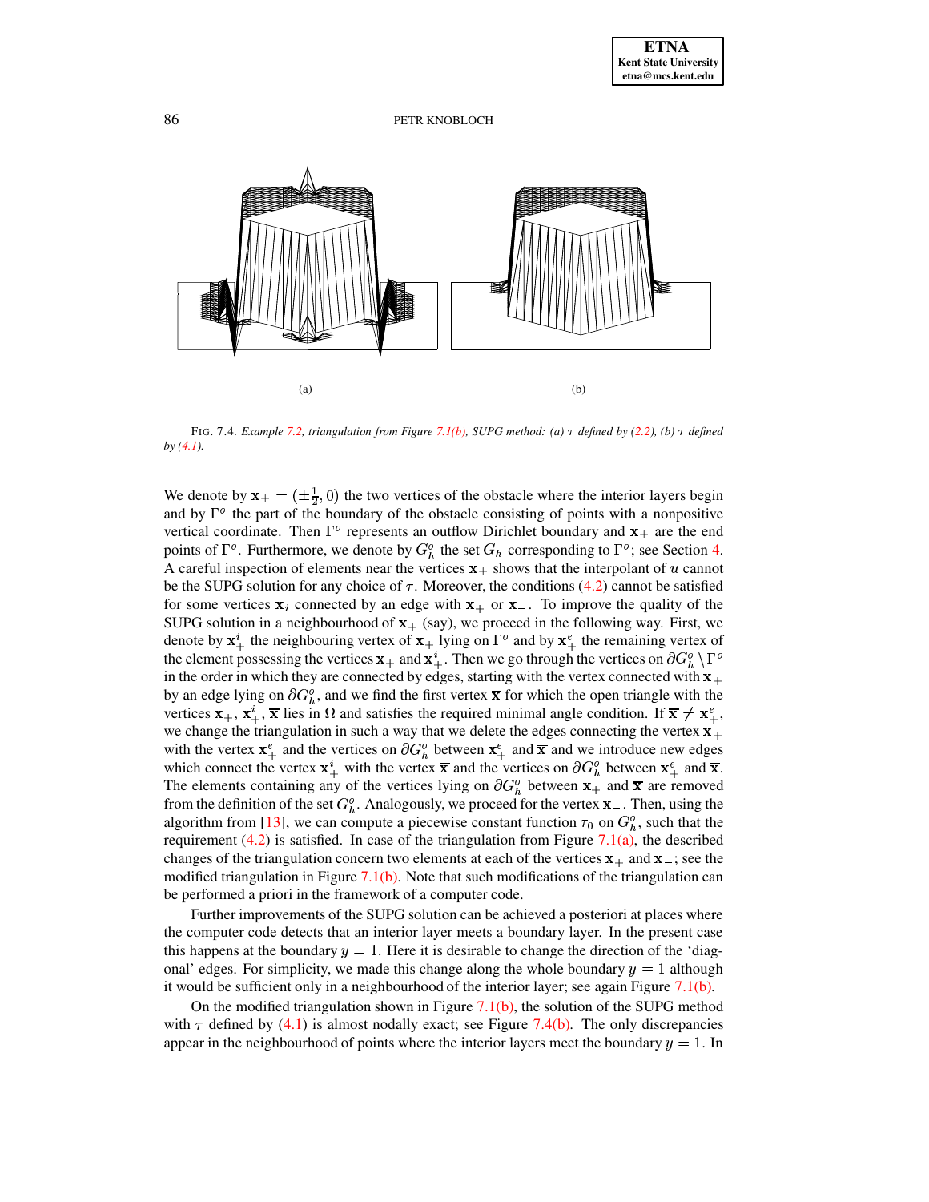(a)

(b)

FIG. 7.4. *Example 7.2, triangulation from Figure 7.1(b), SUPG method: (a) $\tau$ defined by (2.2), (b) $\tau$ defined by (4.1).*

We denote by $\mathbf{x}_\pm = (\pm\frac{1}{2}, 0)$ the two vertices of the obstacle where the interior layers begin and by $\Gamma^o$ the part of the boundary of the obstacle consisting of points with a nonpositive vertical coordinate. Then $\Gamma^o$ represents an outflow Dirichlet boundary and $\mathbf{x}_\pm$ are the end points of $\Gamma^o$. Furthermore, we denote by $G_h^o$ the set $G_h$ corresponding to $\Gamma^o$; see Section 4. A careful inspection of elements near the vertices $\mathbf{x}_\pm$ shows that the interpolant of $u$ cannot be the SUPG solution for any choice of $\tau$. Moreover, the conditions (4.2) cannot be satisfied for some vertices $\mathbf{x}_i$ connected by an edge with $\mathbf{x}_+$ or $\mathbf{x}_-$. To improve the quality of the SUPG solution in a neighbourhood of $\mathbf{x}_+$ (say), we proceed in the following way. First, we denote by $\mathbf{x}_+^i$ the neighbouring vertex of $\mathbf{x}_+$ lying on $\Gamma^o$ and by $\mathbf{x}_+^e$ the remaining vertex of the element possessing the vertices $\mathbf{x}_+$ and $\mathbf{x}_+^i$. Then we go through the vertices on $\partial G_h^o \setminus \Gamma^o$ in the order in which they are connected by edges, starting with the vertex connected with $\mathbf{x}_+$ by an edge lying on $\partial G_h^o$, and we find the first vertex $\overline{\mathbf{x}}$ for which the open triangle with the vertices $\mathbf{x}_+$, $\mathbf{x}_+^i$, $\overline{\mathbf{x}}$ lies in $\Omega$ and satisfies the required minimal angle condition. If $\overline{\mathbf{x}} \neq \mathbf{x}_+^e$, we change the triangulation in such a way that we delete the edges connecting the vertex $\mathbf{x}_+$ with the vertex $\mathbf{x}_+^e$ and the vertices on $\partial G_h^o$ between $\mathbf{x}_+^e$ and $\overline{\mathbf{x}}$ and we introduce new edges which connect the vertex $\mathbf{x}_+^i$ with the vertex $\overline{\mathbf{x}}$ and the vertices on $\partial G_h^o$ between $\mathbf{x}_+^e$ and $\overline{\mathbf{x}}$. The elements containing any of the vertices lying on $\partial G_h^o$ between $\mathbf{x}_+$ and $\overline{\mathbf{x}}$ are removed from the definition of the set $G_h^o$. Analogously, we proceed for the vertex $\mathbf{x}_-$. Then, using the algorithm from [13], we can compute a piecewise constant function $\tau_0$ on $G_h^o$, such that the requirement (4.2) is satisfied. In case of the triangulation from Figure 7.1(a), the described changes of the triangulation concern two elements at each of the vertices $\mathbf{x}_+$ and $\mathbf{x}_-$; see the modified triangulation in Figure 7.1(b). Note that such modifications of the triangulation can be performed a priori in the framework of a computer code.

Further improvements of the SUPG solution can be achieved a posteriori at places where the computer code detects that an interior layer meets a boundary layer. In the present case this happens at the boundary $y = 1$. Here it is desirable to change the direction of the 'diagonal' edges. For simplicity, we made this change along the whole boundary $y = 1$ although it would be sufficient only in a neighbourhood of the interior layer; see again Figure 7.1(b).

On the modified triangulation shown in Figure 7.1(b), the solution of the SUPG method with $\tau$ defined by (4.1) is almost nodally exact; see Figure 7.4(b). The only discrepancies appear in the neighbourhood of points where the interior layers meet the boundary $y = 1$. In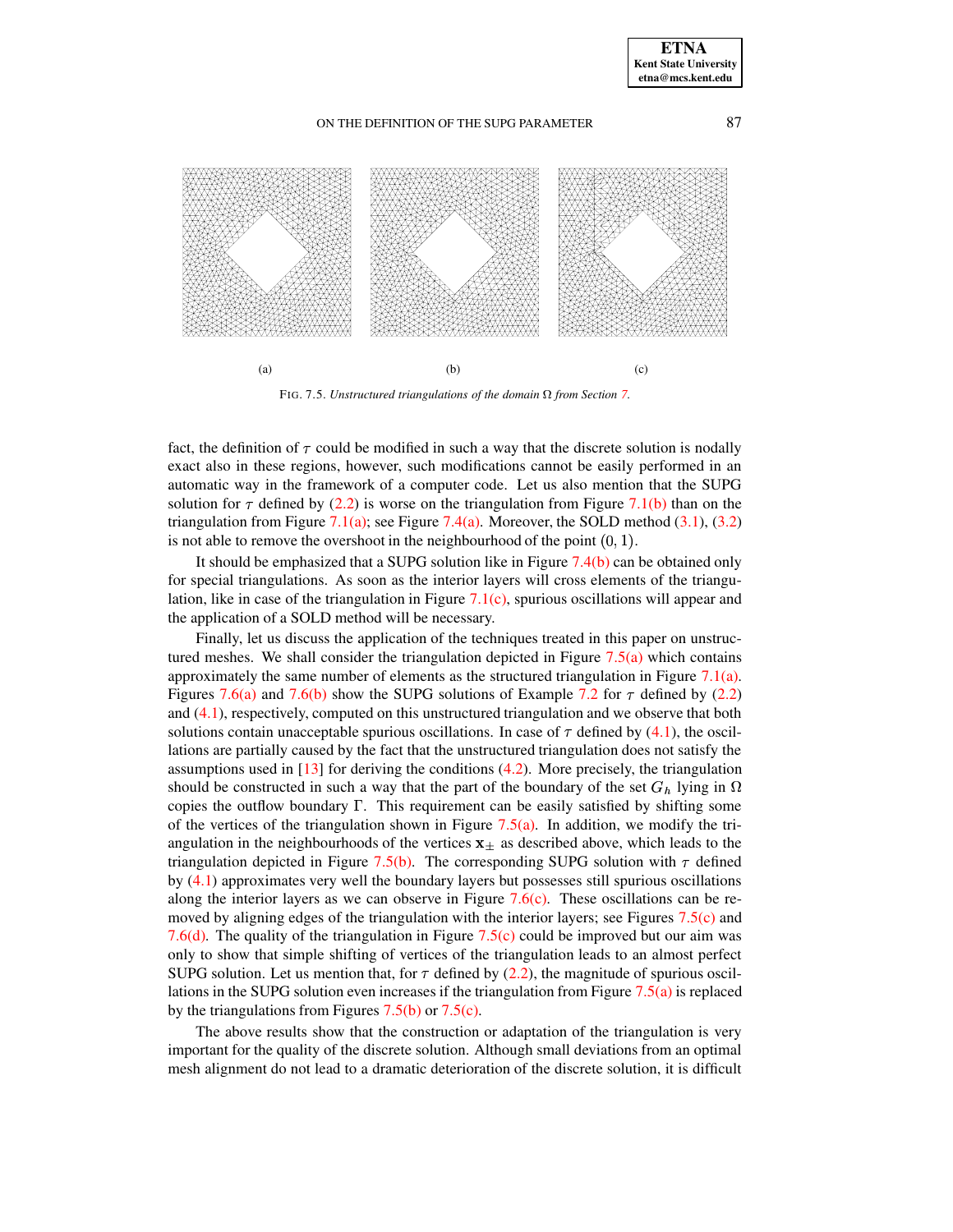(a) (b) (c)

FIG. 7.5. *Unstructured triangulations of the domain $\Omega$ from Section 7.*

fact, the definition of $\tau$ could be modified in such a way that the discrete solution is nodally exact also in these regions, however, such modifications cannot be easily performed in an automatic way in the framework of a computer code. Let us also mention that the SUPG solution for $\tau$ defined by (2.2) is worse on the triangulation from Figure 7.1(b) than on the triangulation from Figure 7.1(a); see Figure 7.4(a). Moreover, the SOLD method (3.1), (3.2) is not able to remove the overshoot in the neighbourhood of the point $(0, 1)$.

It should be emphasized that a SUPG solution like in Figure 7.4(b) can be obtained only for special triangulations. As soon as the interior layers will cross elements of the triangulation, like in case of the triangulation in Figure 7.1(c), spurious oscillations will appear and the application of a SOLD method will be necessary.

Finally, let us discuss the application of the techniques treated in this paper on unstructured meshes. We shall consider the triangulation depicted in Figure 7.5(a) which contains approximately the same number of elements as the structured triangulation in Figure 7.1(a). Figures 7.6(a) and 7.6(b) show the SUPG solutions of Example 7.2 for $\tau$ defined by (2.2) and (4.1), respectively, computed on this unstructured triangulation and we observe that both solutions contain unacceptable spurious oscillations. In case of $\tau$ defined by (4.1), the oscillations are partially caused by the fact that the unstructured triangulation does not satisfy the assumptions used in [13] for deriving the conditions (4.2). More precisely, the triangulation should be constructed in such a way that the part of the boundary of the set $G_h$ lying in $\Omega$ copies the outflow boundary $\Gamma$. This requirement can be easily satisfied by shifting some of the vertices of the triangulation shown in Figure 7.5(a). In addition, we modify the triangulation in the neighbourhoods of the vertices $\mathbf{x}_\pm$ as described above, which leads to the triangulation depicted in Figure 7.5(b). The corresponding SUPG solution with $\tau$ defined by (4.1) approximates very well the boundary layers but possesses still spurious oscillations along the interior layers as we can observe in Figure 7.6(c). These oscillations can be removed by aligning edges of the triangulation with the interior layers; see Figures 7.5(c) and 7.6(d). The quality of the triangulation in Figure 7.5(c) could be improved but our aim was only to show that simple shifting of vertices of the triangulation leads to an almost perfect SUPG solution. Let us mention that, for $\tau$ defined by (2.2), the magnitude of spurious oscillations in the SUPG solution even increases if the triangulation from Figure 7.5(a) is replaced by the triangulations from Figures 7.5(b) or 7.5(c).

The above results show that the construction or adaptation of the triangulation is very important for the quality of the discrete solution. Although small deviations from an optimal mesh alignment do not lead to a dramatic deterioration of the discrete solution, it is difficult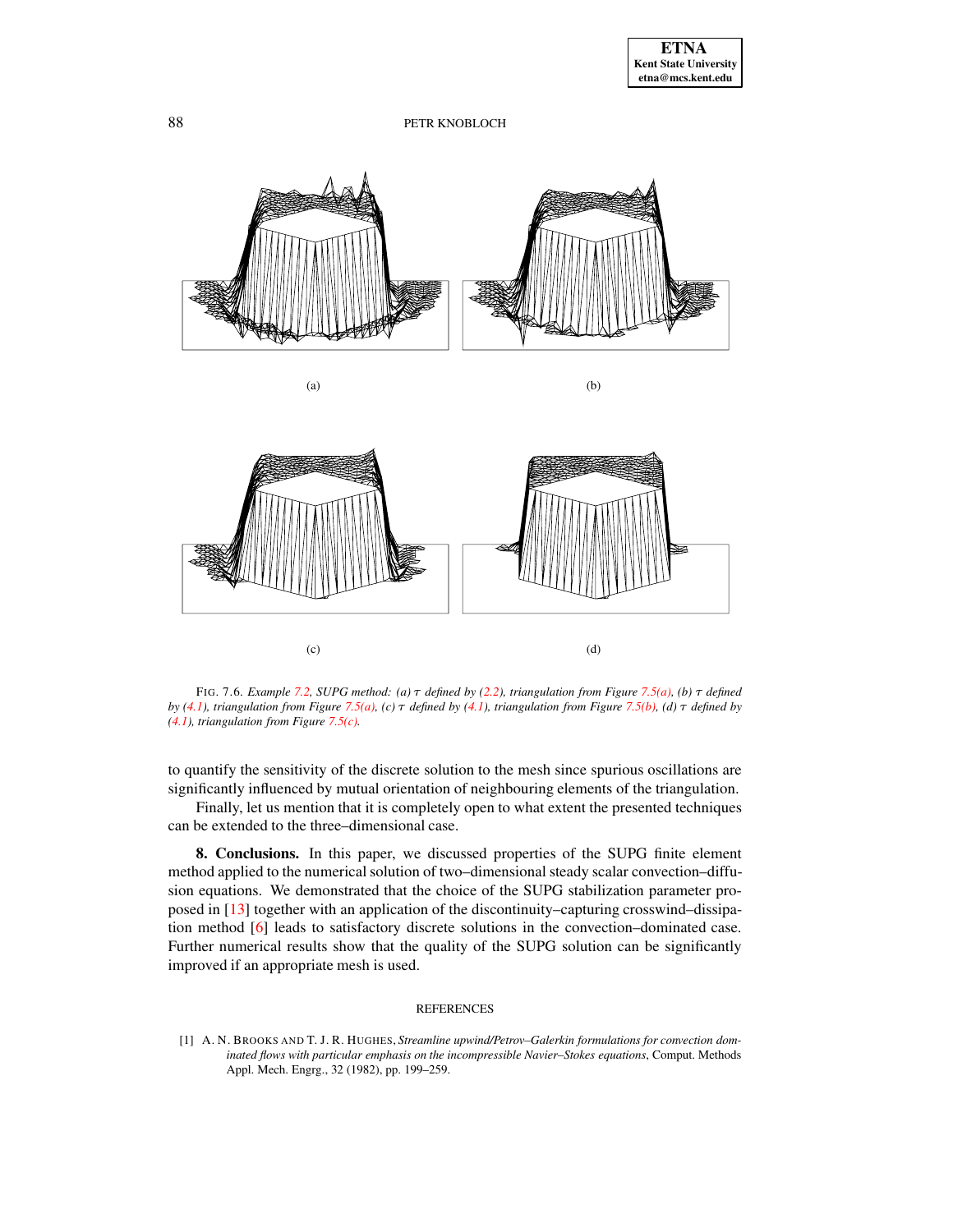(a)

(b)

(c)

(d)

FIG. 7.6. *Example 7.2, SUPG method: (a) $\tau$ defined by (2.2), triangulation from Figure 7.5(a), (b) $\tau$ defined by (4.1), triangulation from Figure 7.5(a), (c) $\tau$ defined by (4.1), triangulation from Figure 7.5(b), (d) $\tau$ defined by (4.1), triangulation from Figure 7.5(c).*

to quantify the sensitivity of the discrete solution to the mesh since spurious oscillations are significantly influenced by mutual orientation of neighbouring elements of the triangulation.

Finally, let us mention that it is completely open to what extent the presented techniques can be extended to the three–dimensional case.

**8. Conclusions.** In this paper, we discussed properties of the SUPG finite element method applied to the numerical solution of two–dimensional steady scalar convection–diffusion equations. We demonstrated that the choice of the SUPG stabilization parameter proposed in [13] together with an application of the discontinuity–capturing crosswind–dissipation method [6] leads to satisfactory discrete solutions in the convection–dominated case. Further numerical results show that the quality of the SUPG solution can be significantly improved if an appropriate mesh is used.

## REFERENCES

[1] A. N. BROOKS AND T. J. R. HUGHES, *Streamline upwind/Petrov–Galerkin formulations for convection dominated flows with particular emphasis on the incompressible Navier–Stokes equations*, Comput. Methods Appl. Mech. Engrg., 32 (1982), pp. 199–259.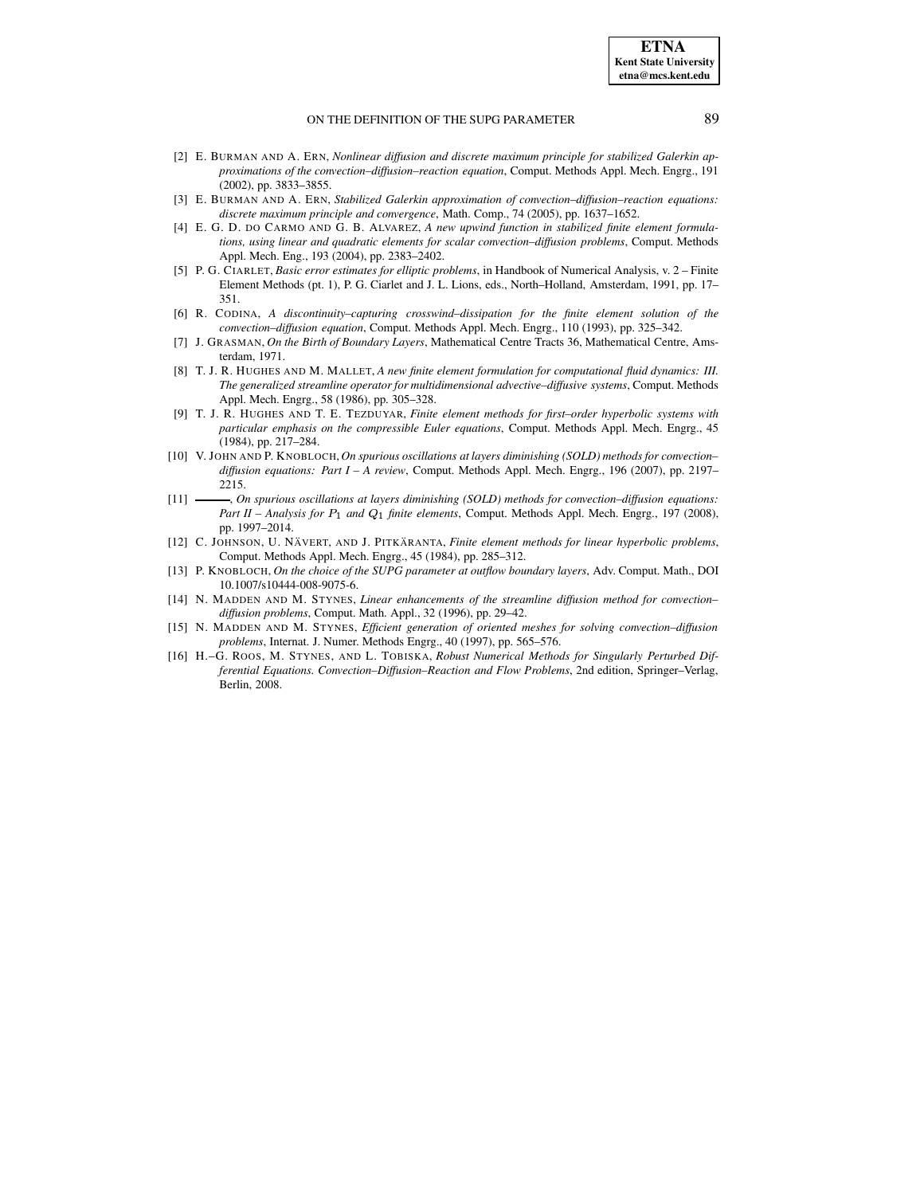[2] E. BURMAN AND A. ERN, *Nonlinear diffusion and discrete maximum principle for stabilized Galerkin approximations of the convection–diffusion–reaction equation*, Comput. Methods Appl. Mech. Engrg., 191 (2002), pp. 3833–3855.

[3] E. BURMAN AND A. ERN, *Stabilized Galerkin approximation of convection–diffusion–reaction equations: discrete maximum principle and convergence*, Math. Comp., 74 (2005), pp. 1637–1652.

[4] E. G. D. DO CARMO AND G. B. ALVAREZ, *A new upwind function in stabilized finite element formulations, using linear and quadratic elements for scalar convection–diffusion problems*, Comput. Methods Appl. Mech. Eng., 193 (2004), pp. 2383–2402.

[5] P. G. CIARLET, *Basic error estimates for elliptic problems*, in Handbook of Numerical Analysis, v. 2 – Finite Element Methods (pt. 1), P. G. Ciarlet and J. L. Lions, eds., North–Holland, Amsterdam, 1991, pp. 17–351.

[6] R. CODINA, *A discontinuity–capturing crosswind–dissipation for the finite element solution of the convection–diffusion equation*, Comput. Methods Appl. Mech. Engrg., 110 (1993), pp. 325–342.

[7] J. GRASMAN, *On the Birth of Boundary Layers*, Mathematical Centre Tracts 36, Mathematical Centre, Amsterdam, 1971.

[8] T. J. R. HUGHES AND M. MALLET, *A new finite element formulation for computational fluid dynamics: III. The generalized streamline operator for multidimensional advective–diffusive systems*, Comput. Methods Appl. Mech. Engrg., 58 (1986), pp. 305–328.

[9] T. J. R. HUGHES AND T. E. TEZDUYAR, *Finite element methods for first–order hyperbolic systems with particular emphasis on the compressible Euler equations*, Comput. Methods Appl. Mech. Engrg., 45 (1984), pp. 217–284.

[10] V. JOHN AND P. KNOBLOCH, *On spurious oscillations at layers diminishing (SOLD) methods for convection–diffusion equations: Part I – A review*, Comput. Methods Appl. Mech. Engrg., 196 (2007), pp. 2197–2215.

[11] ———, *On spurious oscillations at layers diminishing (SOLD) methods for convection–diffusion equations: Part II – Analysis for $P_1$ and $Q_1$ finite elements*, Comput. Methods Appl. Mech. Engrg., 197 (2008), pp. 1997–2014.

[12] C. JOHNSON, U. NÄVERT, AND J. PITKÄRANTA, *Finite element methods for linear hyperbolic problems*, Comput. Methods Appl. Mech. Engrg., 45 (1984), pp. 285–312.

[13] P. KNOBLOCH, *On the choice of the SUPG parameter at outflow boundary layers*, Adv. Comput. Math., DOI 10.1007/s10444-008-9075-6.

[14] N. MADDEN AND M. STYNES, *Linear enhancements of the streamline diffusion method for convection–diffusion problems*, Comput. Math. Appl., 32 (1996), pp. 29–42.

[15] N. MADDEN AND M. STYNES, *Efficient generation of oriented meshes for solving convection–diffusion problems*, Internat. J. Numer. Methods Engrg., 40 (1997), pp. 565–576.

[16] H.–G. ROOS, M. STYNES, AND L. TOBISKA, *Robust Numerical Methods for Singularly Perturbed Differential Equations. Convection–Diffusion–Reaction and Flow Problems*, 2nd edition, Springer–Verlag, Berlin, 2008.